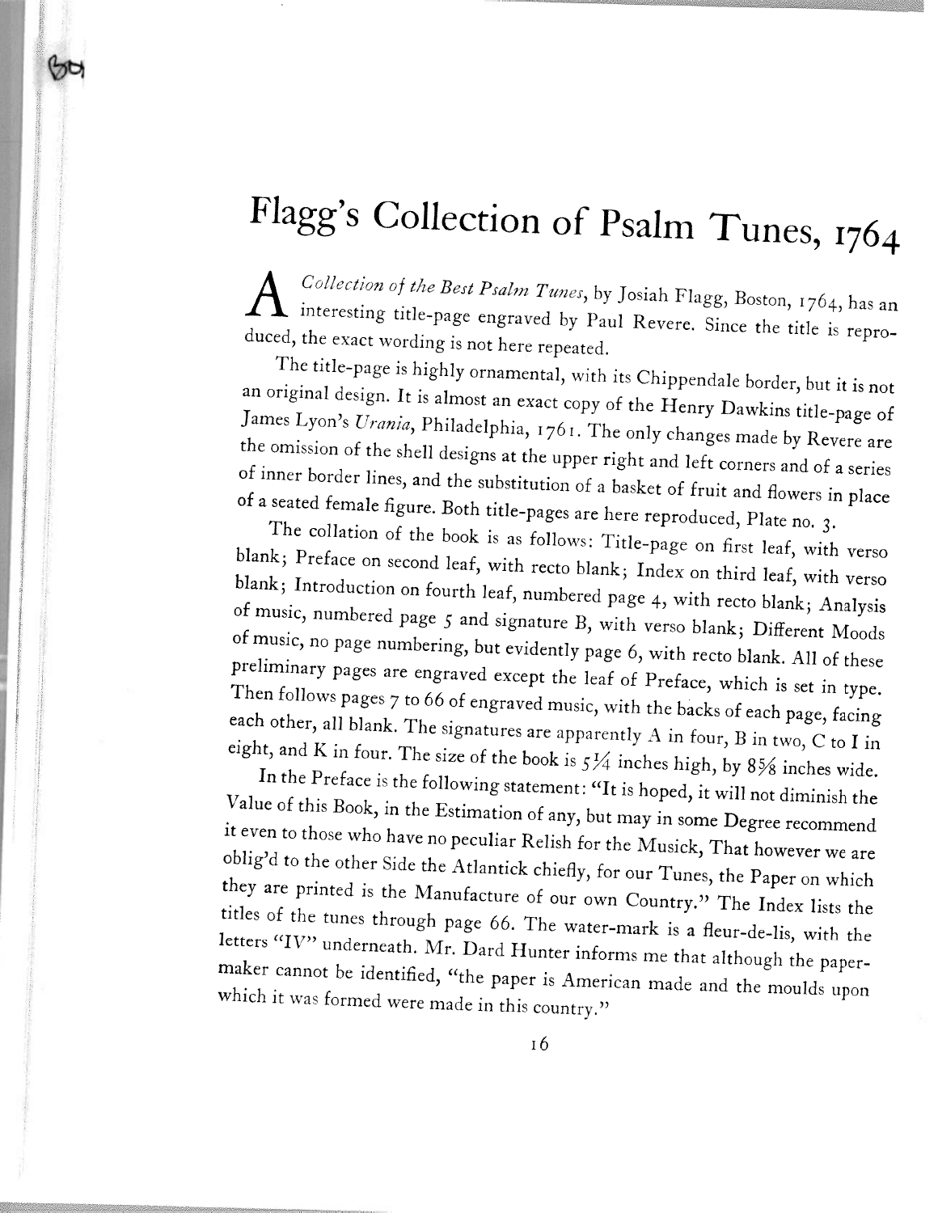# Flagg's Collection of Psalm Tunes, 1764

A *Collection of the Best Psalm Tunes*, by Josiah Flagg, Boston, 1764, has an interesting title-page engraved by Paul Revere. Since the title is reproduced, the exact wording is not here repeated.

The title-page is highly ornamental, with its Chippendale border, but it is not an original design. It is almost an exact copy of the Henry Dawkins title-page of James Lyon's *Urania*, Philadelphia, 1761. The only changes made by Revere are the omission of the shell designs at the upper right and left corners and of a series of inner border lines, and the substitution of a basket of fruit and flowers in place of a seated female figure. Both title-pages are here reproduced, Plate no. 3.

The collation of the book is as follows: Title-page on first leaf, with verso blank; Preface on second leaf, with recto blank; Index on third leaf, with verso blank; Introduction on fourth leaf, numbered page 4, with recto blank; Analysis of music, numbered page 5 and signature B, with verso blank; Different Moods of music, no page numbering, but evidently page 6, with recto blank. All of these preliminary pages are engraved except the leaf of Preface, which is set in type. Then follows pages 7 to 66 of engraved music, with the backs of each page, facing each other, all blank. The signatures are apparently A in four, B in two, C to I in eight, and K in four. The size of the book is 5¼ inches high, by 8⅝ inches wide.

In the Preface is the following statement: "It is hoped, it will not diminish the Value of this Book, in the Estimation of any, but may in some Degree recommend it even to those who have no peculiar Relish for the Musick, That however we are oblig'd to the other Side the Atlantick chiefly, for our Tunes, the Paper on which they are printed is the Manufacture of our own Country." The Index lists the titles of the tunes through page 66. The water-mark is a fleur-de-lis, with the letters "IV" underneath. Mr. Dard Hunter informs me that although the paper-maker cannot be identified, "the paper is American made and the moulds upon which it was formed were made in this country."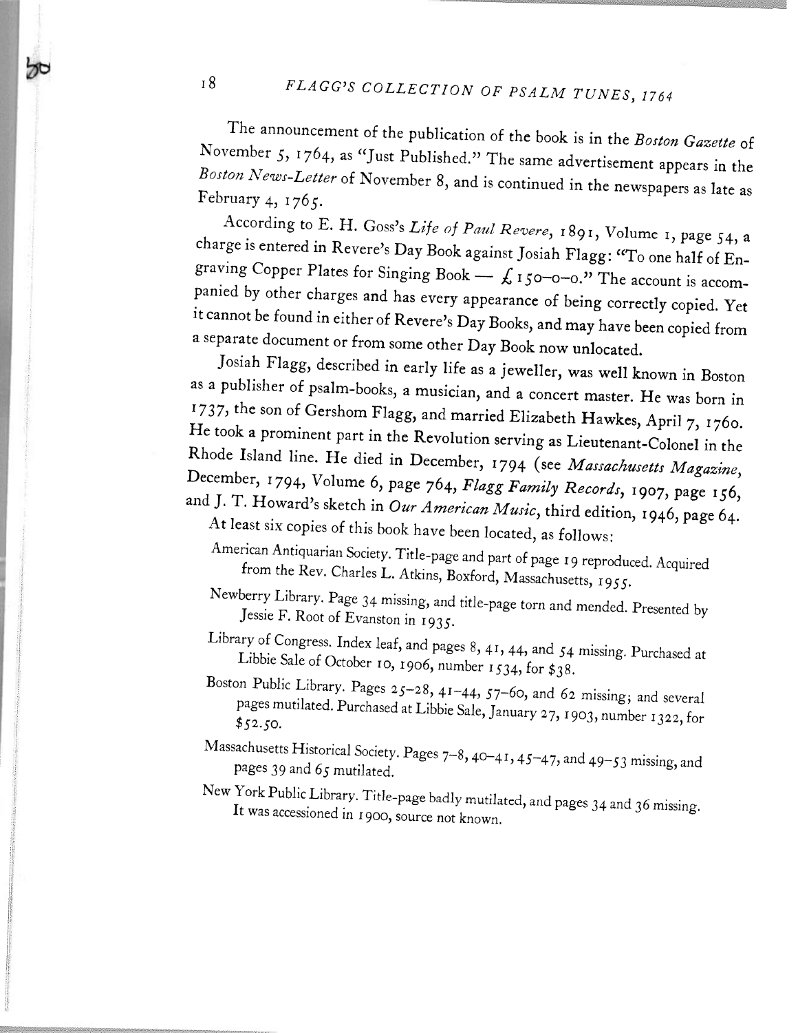The announcement of the publication of the book is in the *Boston Gazette* of November 5, 1764, as "Just Published." The same advertisement appears in the *Boston News-Letter* of November 8, and is continued in the newspapers as late as February 4, 1765.

According to E. H. Goss's *Life of Paul Revere*, 1891, Volume 1, page 54, a charge is entered in Revere's Day Book against Josiah Flagg: "To one half of Engraving Copper Plates for Singing Book — £150-0-0." The account is accompanied by other charges and has every appearance of being correctly copied. Yet it cannot be found in either of Revere's Day Books, and may have been copied from a separate document or from some other Day Book now unlocated.

Josiah Flagg, described in early life as a jeweller, was well known in Boston as a publisher of psalm-books, a musician, and a concert master. He was born in 1737, the son of Gershom Flagg, and married Elizabeth Hawkes, April 7, 1760. He took a prominent part in the Revolution serving as Lieutenant-Colonel in the Rhode Island line. He died in December, 1794 (see *Massachusetts Magazine*, December, 1794, Volume 6, page 764, *Flagg Family Records*, 1907, page 156, and J. T. Howard's sketch in *Our American Music*, third edition, 1946, page 64.

At least six copies of this book have been located, as follows:

American Antiquarian Society. Title-page and part of page 19 reproduced. Acquired from the Rev. Charles L. Atkins, Boxford, Massachusetts, 1955.

Newberry Library. Page 34 missing, and title-page torn and mended. Presented by Jessie F. Root of Evanston in 1935.

Library of Congress. Index leaf, and pages 8, 41, 44, and 54 missing. Purchased at Libbie Sale of October 10, 1906, number 1534, for $38.

Boston Public Library. Pages 25–28, 41–44, 57–60, and 62 missing; and several pages mutilated. Purchased at Libbie Sale, January 27, 1903, number 1322, for $52.50.

Massachusetts Historical Society. Pages 7–8, 40–41, 45–47, and 49–53 missing, and pages 39 and 65 mutilated.

New York Public Library. Title-page badly mutilated, and pages 34 and 36 missing. It was accessioned in 1900, source not known.